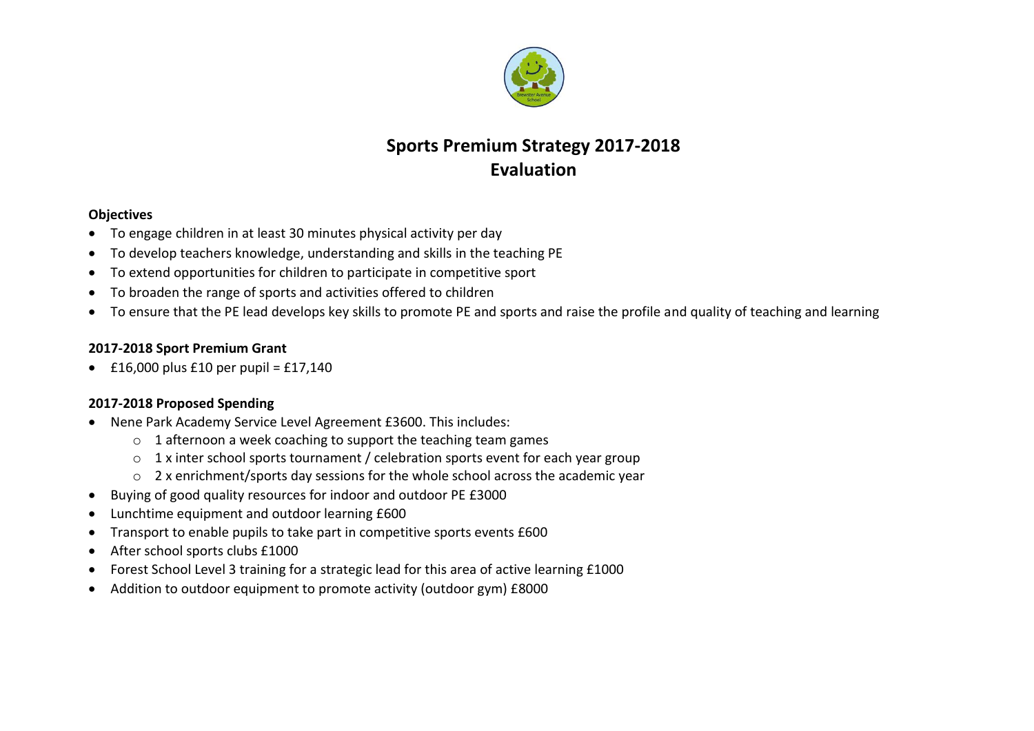# Sports Premium Strategy 2017-2018
# Evaluation

**Objectives**

- To engage children in at least 30 minutes physical activity per day
- To develop teachers knowledge, understanding and skills in the teaching PE
- To extend opportunities for children to participate in competitive sport
- To broaden the range of sports and activities offered to children
- To ensure that the PE lead develops key skills to promote PE and sports and raise the profile and quality of teaching and learning

**2017-2018 Sport Premium Grant**

- £16,000 plus £10 per pupil = £17,140

**2017-2018 Proposed Spending**

- Nene Park Academy Service Level Agreement £3600. This includes:
    - 1 afternoon a week coaching to support the teaching team games
    - 1 x inter school sports tournament / celebration sports event for each year group
    - 2 x enrichment/sports day sessions for the whole school across the academic year
- Buying of good quality resources for indoor and outdoor PE £3000
- Lunchtime equipment and outdoor learning £600
- Transport to enable pupils to take part in competitive sports events £600
- After school sports clubs £1000
- Forest School Level 3 training for a strategic lead for this area of active learning £1000
- Addition to outdoor equipment to promote activity (outdoor gym) £8000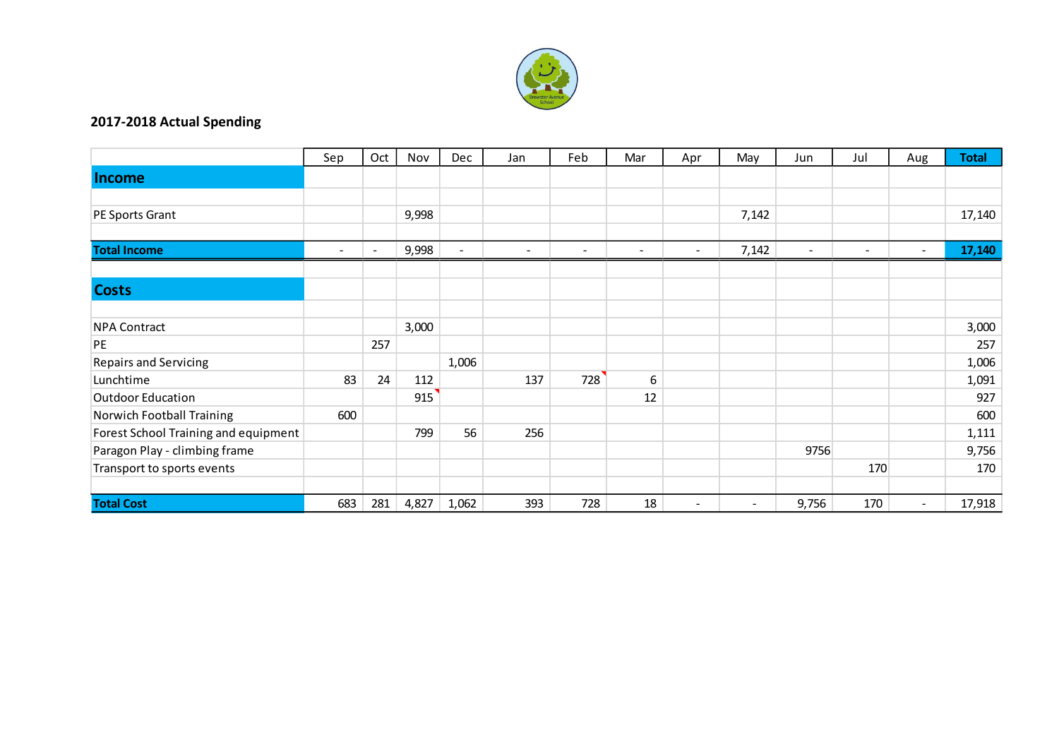## 2017-2018 Actual Spending

| | Sep | Oct | Nov | Dec | Jan | Feb | Mar | Apr | May | Jun | Jul | Aug | Total |
|---|---|---|---|---|---|---|---|---|---|---|---|---|---|
| **Income** | | | | | | | | | | | | | |
| PE Sports Grant | | | 9,998 | | | | | | 7,142 | | | | 17,140 |
| **Total Income** | - | - | 9,998 | - | - | - | - | - | 7,142 | - | - | - | **17,140** |
| **Costs** | | | | | | | | | | | | | |
| NPA Contract | | | 3,000 | | | | | | | | | | 3,000 |
| PE | | 257 | | | | | | | | | | | 257 |
| Repairs and Servicing | | | | 1,006 | | | | | | | | | 1,006 |
| Lunchtime | 83 | 24 | 112 | | 137 | 728 | 6 | | | | | | 1,091 |
| Outdoor Education | | | 915 | | | | 12 | | | | | | 927 |
| Norwich Football Training | 600 | | | | | | | | | | | | 600 |
| Forest School Training and equipment | | | 799 | 56 | 256 | | | | | | | | 1,111 |
| Paragon Play - climbing frame | | | | | | | | | | 9756 | | | 9,756 |
| Transport to sports events | | | | | | | | | | | 170 | | 170 |
| **Total Cost** | 683 | 281 | 4,827 | 1,062 | 393 | 728 | 18 | - | - | 9,756 | 170 | - | 17,918 |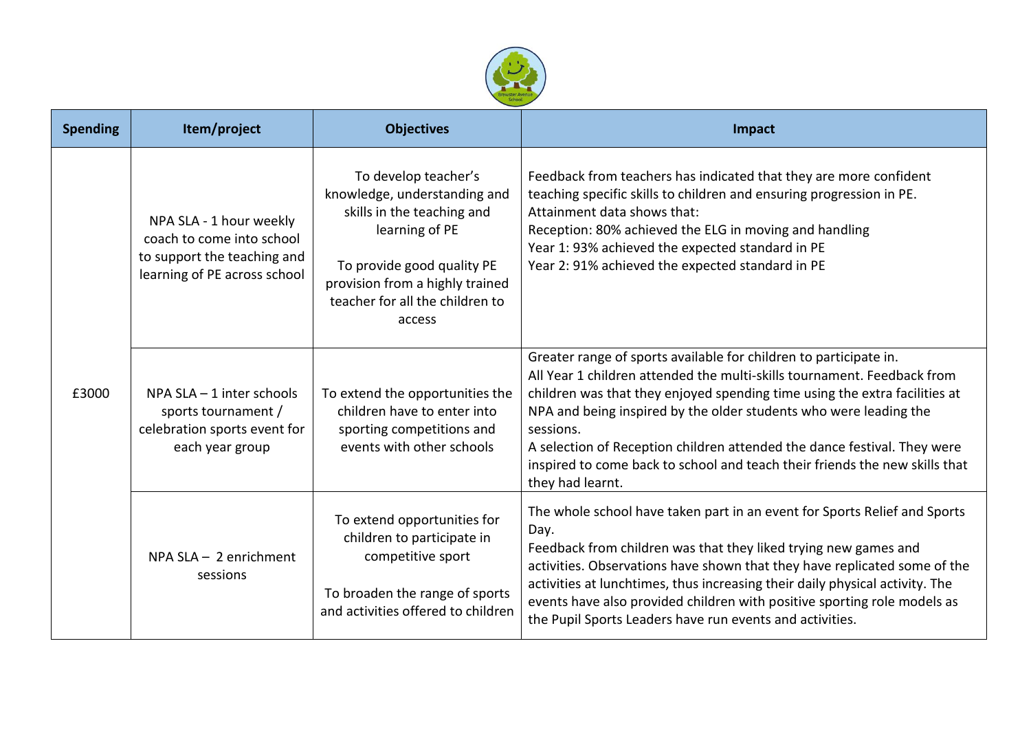| Spending | Item/project | Objectives | Impact |
|---|---|---|---|
| £3000 | NPA SLA - 1 hour weekly coach to come into school to support the teaching and learning of PE across school | To develop teacher's knowledge, understanding and skills in the teaching and learning of PE<br><br>To provide good quality PE provision from a highly trained teacher for all the children to access | Feedback from teachers has indicated that they are more confident teaching specific skills to children and ensuring progression in PE.<br>Attainment data shows that:<br>Reception: 80% achieved the ELG in moving and handling<br>Year 1: 93% achieved the expected standard in PE<br>Year 2: 91% achieved the expected standard in PE |
| | NPA SLA – 1 inter schools sports tournament / celebration sports event for each year group | To extend the opportunities the children have to enter into sporting competitions and events with other schools | Greater range of sports available for children to participate in.<br>All Year 1 children attended the multi-skills tournament. Feedback from children was that they enjoyed spending time using the extra facilities at NPA and being inspired by the older students who were leading the sessions.<br>A selection of Reception children attended the dance festival. They were inspired to come back to school and teach their friends the new skills that they had learnt. |
| | NPA SLA – 2 enrichment sessions | To extend opportunities for children to participate in competitive sport<br><br>To broaden the range of sports and activities offered to children | The whole school have taken part in an event for Sports Relief and Sports Day.<br>Feedback from children was that they liked trying new games and activities. Observations have shown that they have replicated some of the activities at lunchtimes, thus increasing their daily physical activity. The events have also provided children with positive sporting role models as the Pupil Sports Leaders have run events and activities. |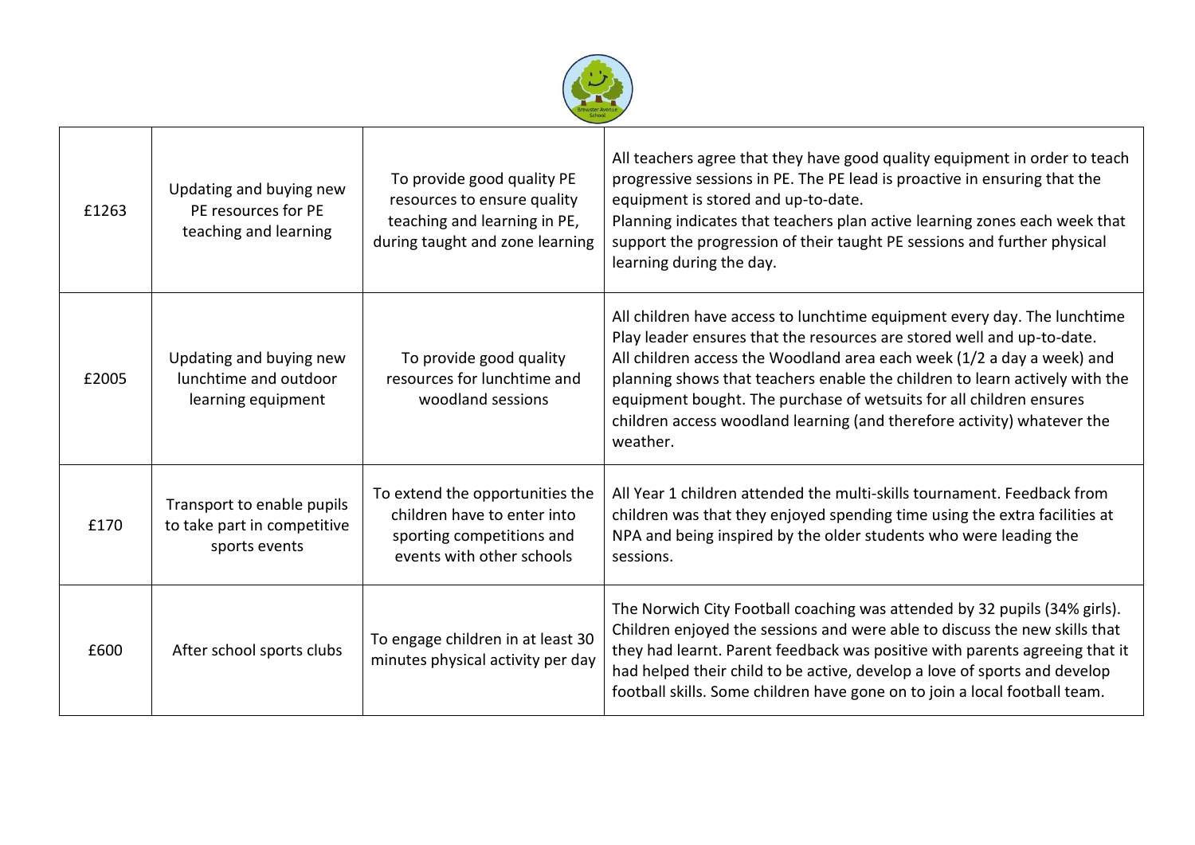| £1263 | Updating and buying new PE resources for PE teaching and learning | To provide good quality PE resources to ensure quality teaching and learning in PE, during taught and zone learning | All teachers agree that they have good quality equipment in order to teach progressive sessions in PE. The PE lead is proactive in ensuring that the equipment is stored and up-to-date.<br>Planning indicates that teachers plan active learning zones each week that support the progression of their taught PE sessions and further physical learning during the day. |
|---|---|---|---|
| £2005 | Updating and buying new lunchtime and outdoor learning equipment | To provide good quality resources for lunchtime and woodland sessions | All children have access to lunchtime equipment every day. The lunchtime Play leader ensures that the resources are stored well and up-to-date.<br>All children access the Woodland area each week (1/2 a day a week) and planning shows that teachers enable the children to learn actively with the equipment bought. The purchase of wetsuits for all children ensures children access woodland learning (and therefore activity) whatever the weather. |
| £170 | Transport to enable pupils to take part in competitive sports events | To extend the opportunities the children have to enter into sporting competitions and events with other schools | All Year 1 children attended the multi-skills tournament. Feedback from children was that they enjoyed spending time using the extra facilities at NPA and being inspired by the older students who were leading the sessions. |
| £600 | After school sports clubs | To engage children in at least 30 minutes physical activity per day | The Norwich City Football coaching was attended by 32 pupils (34% girls). Children enjoyed the sessions and were able to discuss the new skills that they had learnt. Parent feedback was positive with parents agreeing that it had helped their child to be active, develop a love of sports and develop football skills. Some children have gone on to join a local football team. |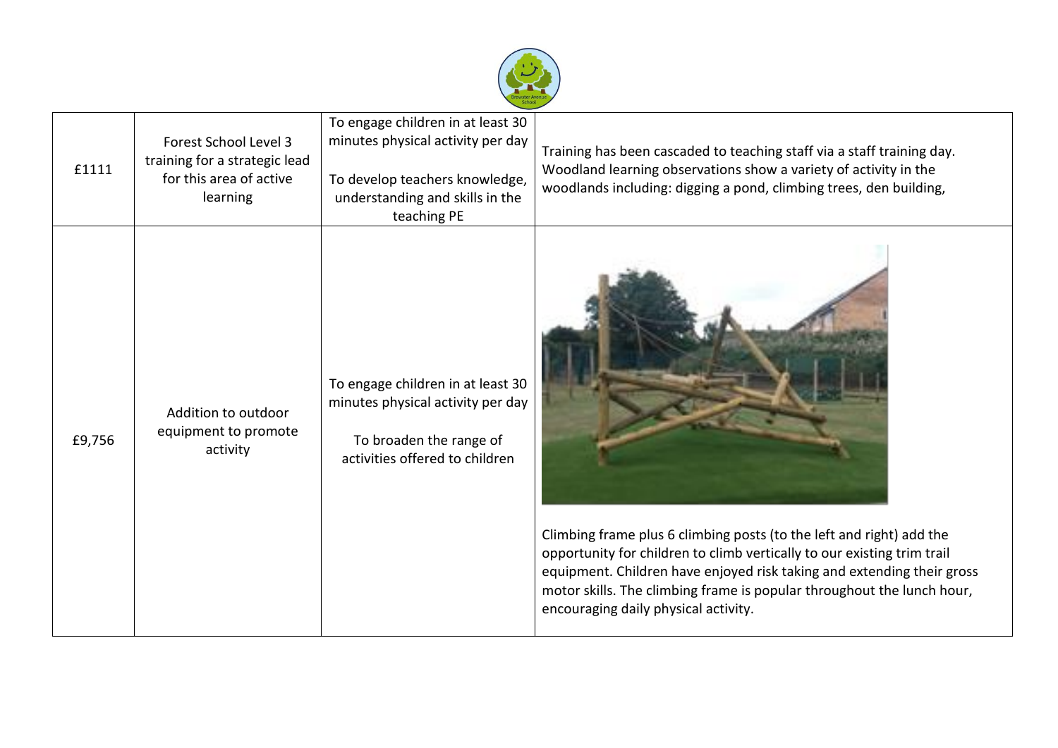| | | | |
|---|---|---|---|
| £1111 | Forest School Level 3 training for a strategic lead for this area of active learning | To engage children in at least 30 minutes physical activity per day<br><br>To develop teachers knowledge, understanding and skills in the teaching PE | Training has been cascaded to teaching staff via a staff training day. Woodland learning observations show a variety of activity in the woodlands including: digging a pond, climbing trees, den building, |
| £9,756 | Addition to outdoor equipment to promote activity | To engage children in at least 30 minutes physical activity per day<br><br>To broaden the range of activities offered to children | Climbing frame plus 6 climbing posts (to the left and right) add the opportunity for children to climb vertically to our existing trim trail equipment. Children have enjoyed risk taking and extending their gross motor skills. The climbing frame is popular throughout the lunch hour, encouraging daily physical activity. |